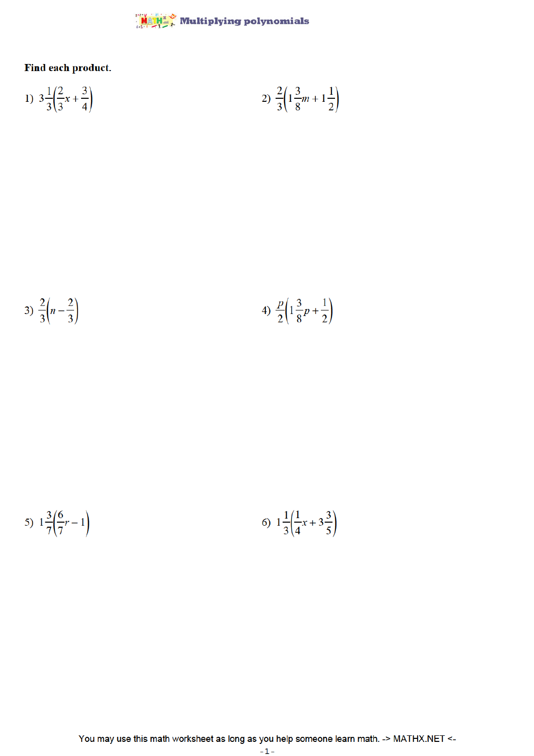# Multiplying polynomials

**Find each product.**

1) $3\frac{1}{3}\left(\frac{2}{3}x + \frac{3}{4}\right)$

2) $\frac{2}{3}\left(1\frac{3}{8}m + 1\frac{1}{2}\right)$

3) $\frac{2}{3}\left(n - \frac{2}{3}\right)$

4) $\frac{p}{2}\left(1\frac{3}{8}p + \frac{1}{2}\right)$

5) $1\frac{3}{7}\left(\frac{6}{7}r - 1\right)$

6) $1\frac{1}{3}\left(\frac{1}{4}x + 3\frac{3}{5}\right)$

You may use this math worksheet as long as you help someone learn math. -> MATHX.NET <-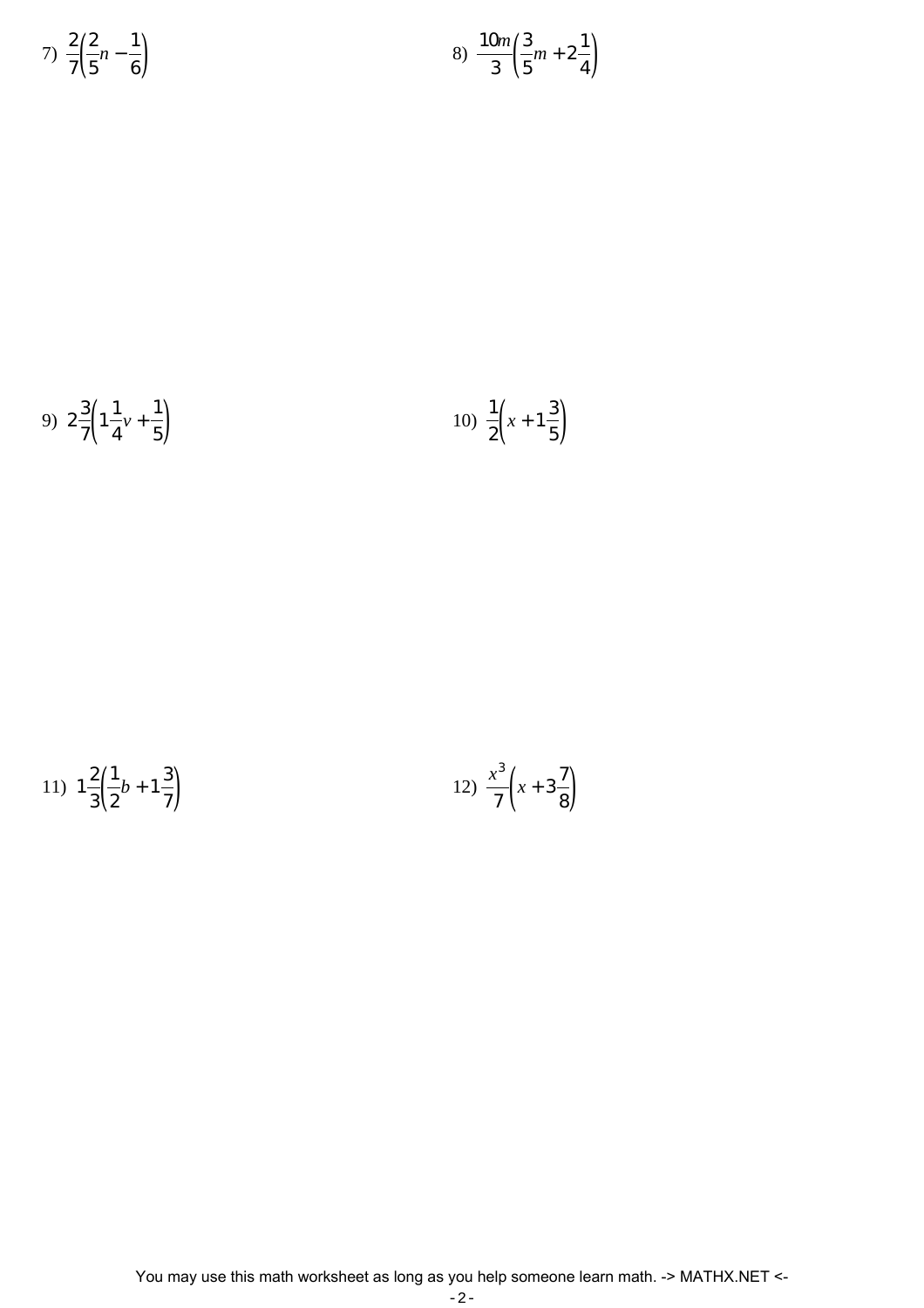7) $\frac{2}{7}\left(\frac{2}{5}n - \frac{1}{6}\right)$

8) $\frac{10m}{3}\left(\frac{3}{5}m + 2\frac{1}{4}\right)$

9) $2\frac{3}{7}\left(1\frac{1}{4}v + \frac{1}{5}\right)$

10) $\frac{1}{2}\left(x + 1\frac{3}{5}\right)$

11) $1\frac{2}{3}\left(\frac{1}{2}b + 1\frac{3}{7}\right)$

12) $\frac{x^3}{7}\left(x + 3\frac{7}{8}\right)$

You may use this math worksheet as long as you help someone learn math. -> MATHX.NET <-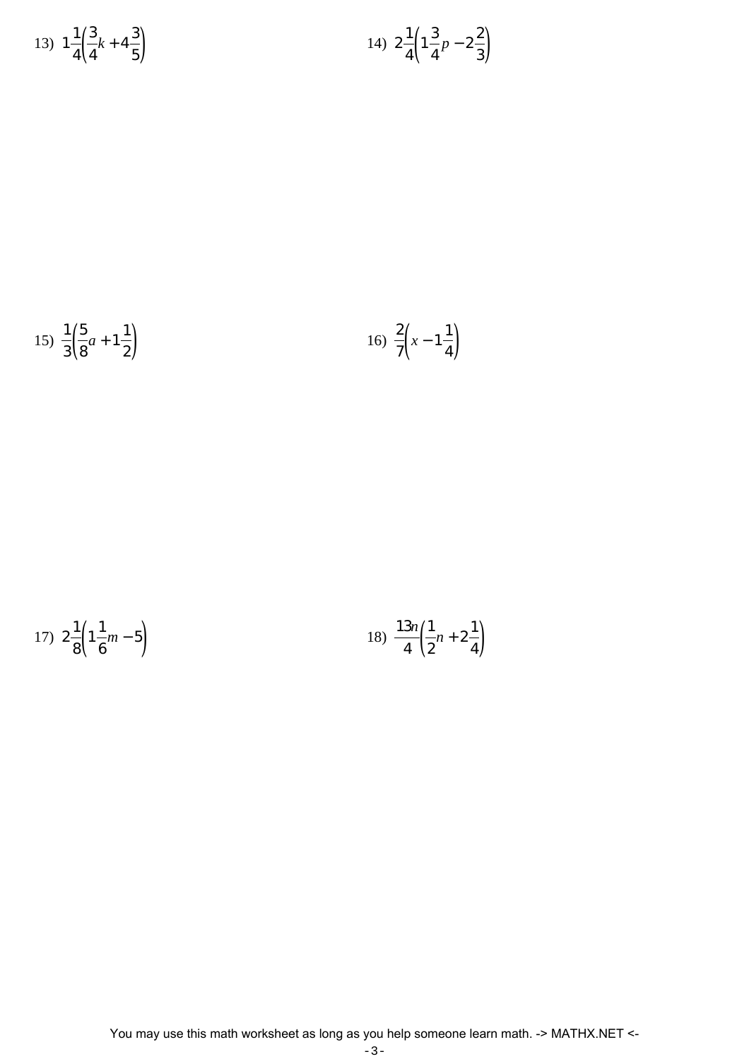13) $1\frac{1}{4}\left(\frac{3}{4}k + 4\frac{3}{5}\right)$

14) $2\frac{1}{4}\left(1\frac{3}{4}p - 2\frac{2}{3}\right)$

15) $\frac{1}{3}\left(\frac{5}{8}a + 1\frac{1}{2}\right)$

16) $\frac{2}{7}\left(x - 1\frac{1}{4}\right)$

17) $2\frac{1}{8}\left(1\frac{1}{6}m - 5\right)$

18) $\frac{13n}{4}\left(\frac{1}{2}n + 2\frac{1}{4}\right)$

You may use this math worksheet as long as you help someone learn math. -> MATHX.NET <-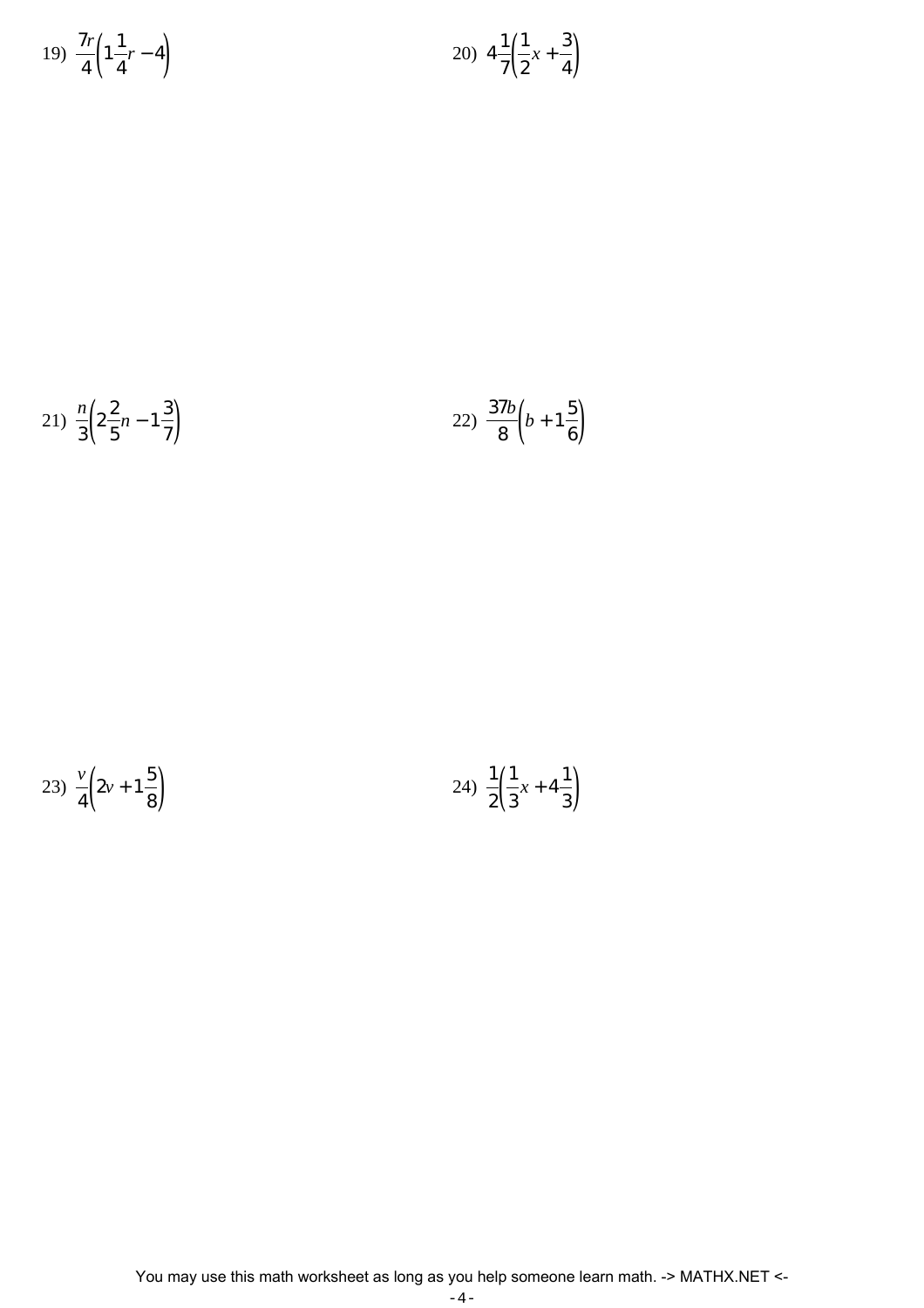19) $\frac{7r}{4}\left(1\frac{1}{4}r - 4\right)$

20) $4\frac{1}{7}\left(\frac{1}{2}x + \frac{3}{4}\right)$

21) $\frac{n}{3}\left(2\frac{2}{5}n - 1\frac{3}{7}\right)$

22) $\frac{37b}{8}\left(b + 1\frac{5}{6}\right)$

23) $\frac{v}{4}\left(2v + 1\frac{5}{8}\right)$

24) $\frac{1}{2}\left(\frac{1}{3}x + 4\frac{1}{3}\right)$

You may use this math worksheet as long as you help someone learn math. -> MATHX.NET <-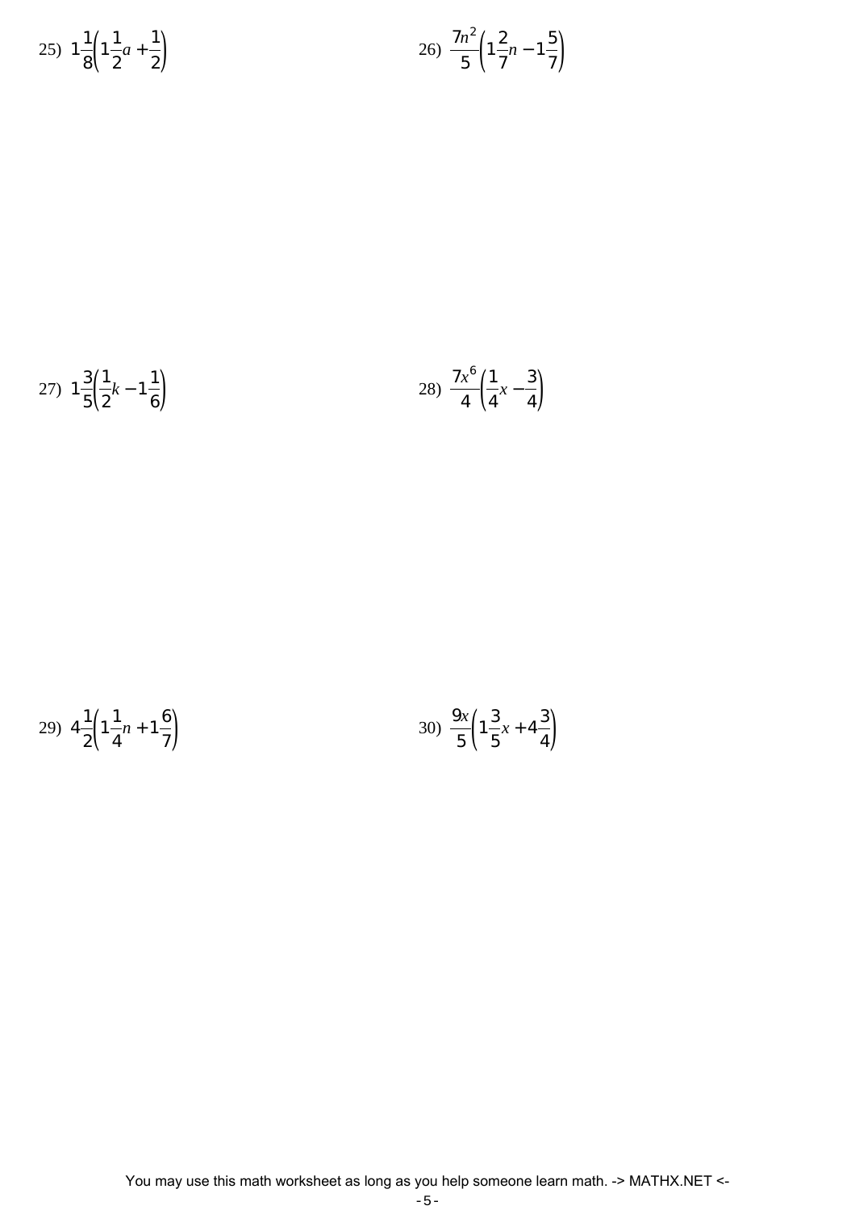25) $1\frac{1}{8}\left(1\frac{1}{2}a + \frac{1}{2}\right)$

26) $\frac{7n^2}{5}\left(1\frac{2}{7}n - 1\frac{5}{7}\right)$

27) $1\frac{3}{5}\left(\frac{1}{2}k - 1\frac{1}{6}\right)$

28) $\frac{7x^6}{4}\left(\frac{1}{4}x - \frac{3}{4}\right)$

29) $4\frac{1}{2}\left(1\frac{1}{4}n + 1\frac{6}{7}\right)$

30) $\frac{9x}{5}\left(1\frac{3}{5}x + 4\frac{3}{4}\right)$

You may use this math worksheet as long as you help someone learn math. -> MATHX.NET <-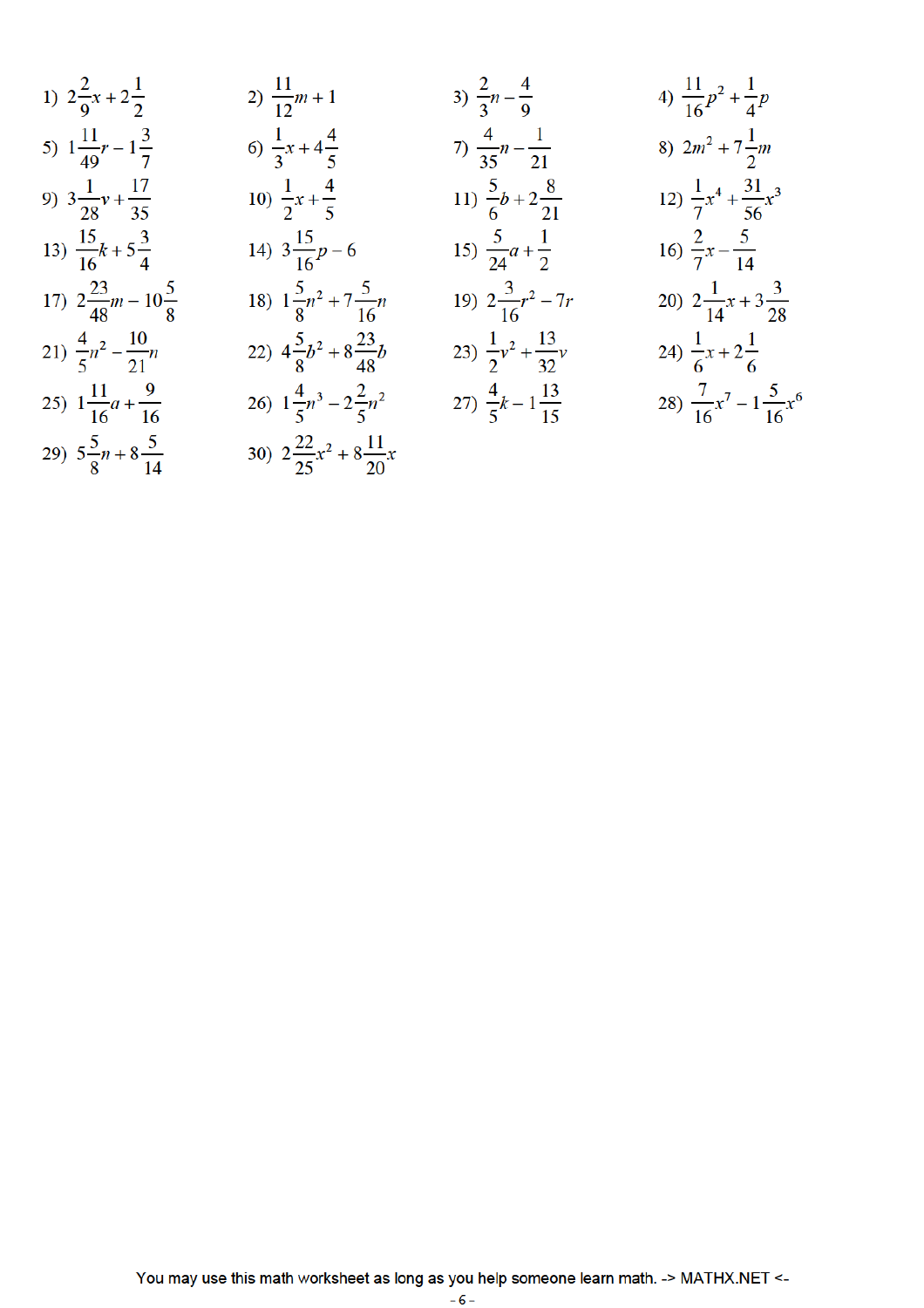1) $2\frac{2}{9}x + 2\frac{1}{2}$

2) $\frac{11}{12}m + 1$

3) $\frac{2}{3}n - \frac{4}{9}$

4) $\frac{11}{16}p^2 + \frac{1}{4}p$

5) $1\frac{11}{49}r - 1\frac{3}{7}$

6) $\frac{1}{3}x + 4\frac{4}{5}$

7) $\frac{4}{35}n - \frac{1}{21}$

8) $2m^2 + 7\frac{1}{2}m$

9) $3\frac{1}{28}v + \frac{17}{35}$

10) $\frac{1}{2}x + \frac{4}{5}$

11) $\frac{5}{6}b + 2\frac{8}{21}$

12) $\frac{1}{7}x^4 + \frac{31}{56}x^3$

13) $\frac{15}{16}k + 5\frac{3}{4}$

14) $3\frac{15}{16}p - 6$

15) $\frac{5}{24}a + \frac{1}{2}$

16) $\frac{2}{7}x - \frac{5}{14}$

17) $2\frac{23}{48}m - 10\frac{5}{8}$

18) $1\frac{5}{8}n^2 + 7\frac{5}{16}n$

19) $2\frac{3}{16}r^2 - 7r$

20) $2\frac{1}{14}x + 3\frac{3}{28}$

21) $\frac{4}{5}n^2 - \frac{10}{21}n$

22) $4\frac{5}{8}b^2 + 8\frac{23}{48}b$

23) $\frac{1}{2}v^2 + \frac{13}{32}v$

24) $\frac{1}{6}x + 2\frac{1}{6}$

25) $1\frac{11}{16}a + \frac{9}{16}$

26) $1\frac{4}{5}n^3 - 2\frac{2}{5}n^2$

27) $\frac{4}{5}k - 1\frac{13}{15}$

28) $\frac{7}{16}x^7 - 1\frac{5}{16}x^6$

29) $5\frac{5}{8}n + 8\frac{5}{14}$

30) $2\frac{22}{25}x^2 + 8\frac{11}{20}x$

You may use this math worksheet as long as you help someone learn math. -> MATHX.NET <-